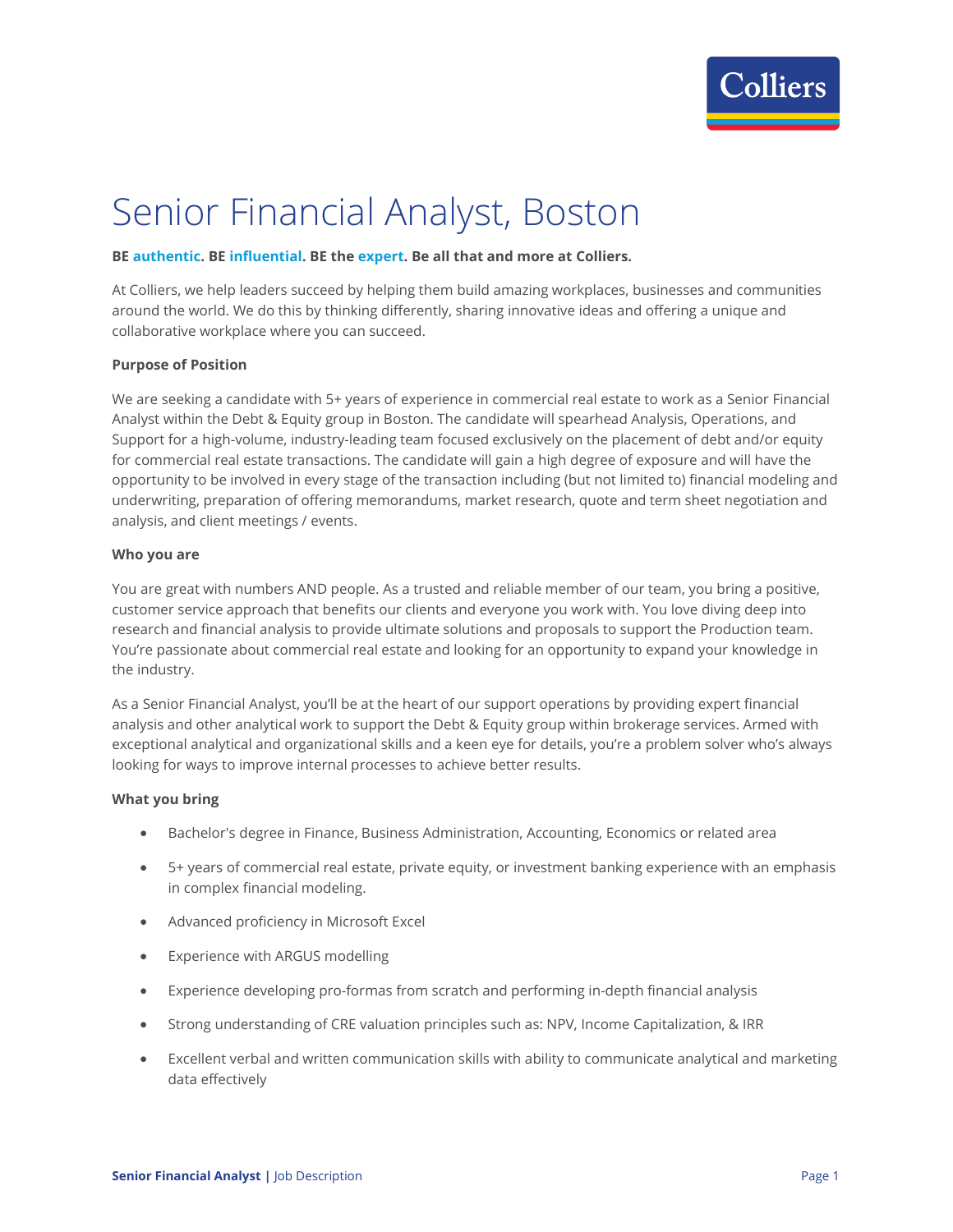# Senior Financial Analyst, Boston

**BE authentic. BE influential. BE the expert. Be all that and more at Colliers.**

At Colliers, we help leaders succeed by helping them build amazing workplaces, businesses and communities around the world. We do this by thinking differently, sharing innovative ideas and offering a unique and collaborative workplace where you can succeed.

**Purpose of Position**

We are seeking a candidate with 5+ years of experience in commercial real estate to work as a Senior Financial Analyst within the Debt & Equity group in Boston. The candidate will spearhead Analysis, Operations, and Support for a high-volume, industry-leading team focused exclusively on the placement of debt and/or equity for commercial real estate transactions. The candidate will gain a high degree of exposure and will have the opportunity to be involved in every stage of the transaction including (but not limited to) financial modeling and underwriting, preparation of offering memorandums, market research, quote and term sheet negotiation and analysis, and client meetings / events.

**Who you are**

You are great with numbers AND people. As a trusted and reliable member of our team, you bring a positive, customer service approach that benefits our clients and everyone you work with. You love diving deep into research and financial analysis to provide ultimate solutions and proposals to support the Production team. You're passionate about commercial real estate and looking for an opportunity to expand your knowledge in the industry.

As a Senior Financial Analyst, you'll be at the heart of our support operations by providing expert financial analysis and other analytical work to support the Debt & Equity group within brokerage services. Armed with exceptional analytical and organizational skills and a keen eye for details, you're a problem solver who's always looking for ways to improve internal processes to achieve better results.

**What you bring**

- Bachelor's degree in Finance, Business Administration, Accounting, Economics or related area
- 5+ years of commercial real estate, private equity, or investment banking experience with an emphasis in complex financial modeling.
- Advanced proficiency in Microsoft Excel
- Experience with ARGUS modelling
- Experience developing pro-formas from scratch and performing in-depth financial analysis
- Strong understanding of CRE valuation principles such as: NPV, Income Capitalization, & IRR
- Excellent verbal and written communication skills with ability to communicate analytical and marketing data effectively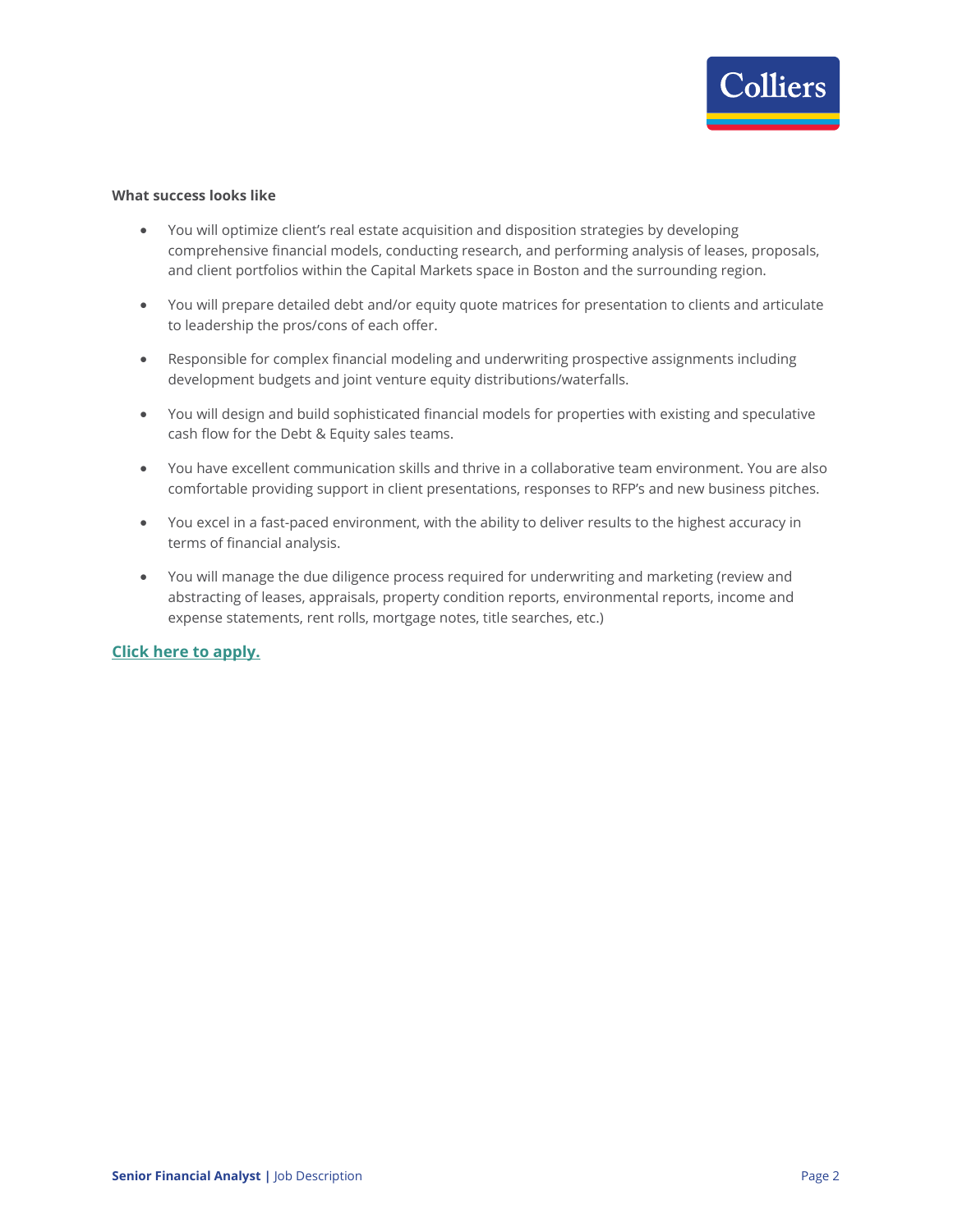**What success looks like**

- You will optimize client's real estate acquisition and disposition strategies by developing comprehensive financial models, conducting research, and performing analysis of leases, proposals, and client portfolios within the Capital Markets space in Boston and the surrounding region.
- You will prepare detailed debt and/or equity quote matrices for presentation to clients and articulate to leadership the pros/cons of each offer.
- Responsible for complex financial modeling and underwriting prospective assignments including development budgets and joint venture equity distributions/waterfalls.
- You will design and build sophisticated financial models for properties with existing and speculative cash flow for the Debt & Equity sales teams.
- You have excellent communication skills and thrive in a collaborative team environment. You are also comfortable providing support in client presentations, responses to RFP's and new business pitches.
- You excel in a fast-paced environment, with the ability to deliver results to the highest accuracy in terms of financial analysis.
- You will manage the due diligence process required for underwriting and marketing (review and abstracting of leases, appraisals, property condition reports, environmental reports, income and expense statements, rent rolls, mortgage notes, title searches, etc.)

**Click here to apply.**